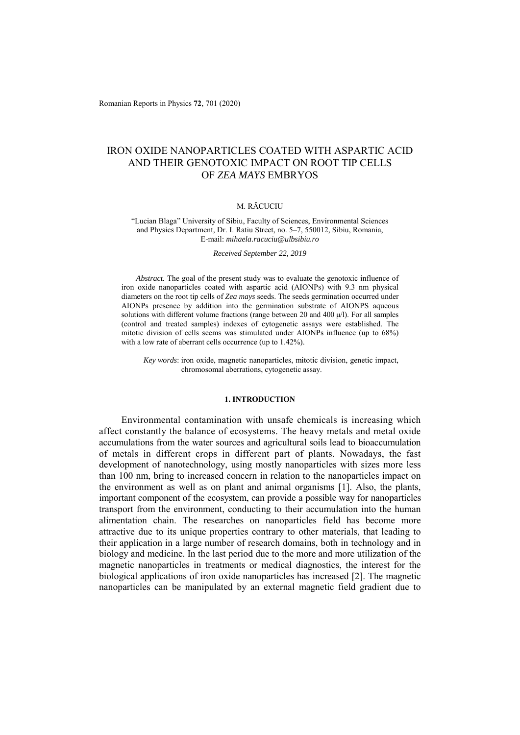# IRON OXIDE NANOPARTICLES COATED WITH ASPARTIC ACID AND THEIR GENOTOXIC IMPACT ON ROOT TIP CELLS OF *ZEA MAYS* EMBRYOS

M. RĂCUCIU

"Lucian Blaga" University of Sibiu, Faculty of Sciences, Environmental Sciences and Physics Department, Dr. I. Ratiu Street, no. 5–7, 550012, Sibiu, Romania,
E-mail: *mihaela.racuciu@ulbsibiu.ro*

*Received September 22, 2019*

*Abstract.* The goal of the present study was to evaluate the genotoxic influence of iron oxide nanoparticles coated with aspartic acid (AIONPs) with 9.3 nm physical diameters on the root tip cells of *Zea mays* seeds. The seeds germination occurred under AIONPs presence by addition into the germination substrate of AIONPS aqueous solutions with different volume fractions (range between 20 and 400 μ/l). For all samples (control and treated samples) indexes of cytogenetic assays were established. The mitotic division of cells seems was stimulated under AIONPs influence (up to 68%) with a low rate of aberrant cells occurrence (up to 1.42%).

*Key words*: iron oxide, magnetic nanoparticles, mitotic division, genetic impact, chromosomal aberrations, cytogenetic assay.

## 1. INTRODUCTION

Environmental contamination with unsafe chemicals is increasing which affect constantly the balance of ecosystems. The heavy metals and metal oxide accumulations from the water sources and agricultural soils lead to bioaccumulation of metals in different crops in different part of plants. Nowadays, the fast development of nanotechnology, using mostly nanoparticles with sizes more less than 100 nm, bring to increased concern in relation to the nanoparticles impact on the environment as well as on plant and animal organisms [1]. Also, the plants, important component of the ecosystem, can provide a possible way for nanoparticles transport from the environment, conducting to their accumulation into the human alimentation chain. The researches on nanoparticles field has become more attractive due to its unique properties contrary to other materials, that leading to their application in a large number of research domains, both in technology and in biology and medicine. In the last period due to the more and more utilization of the magnetic nanoparticles in treatments or medical diagnostics, the interest for the biological applications of iron oxide nanoparticles has increased [2]. The magnetic nanoparticles can be manipulated by an external magnetic field gradient due to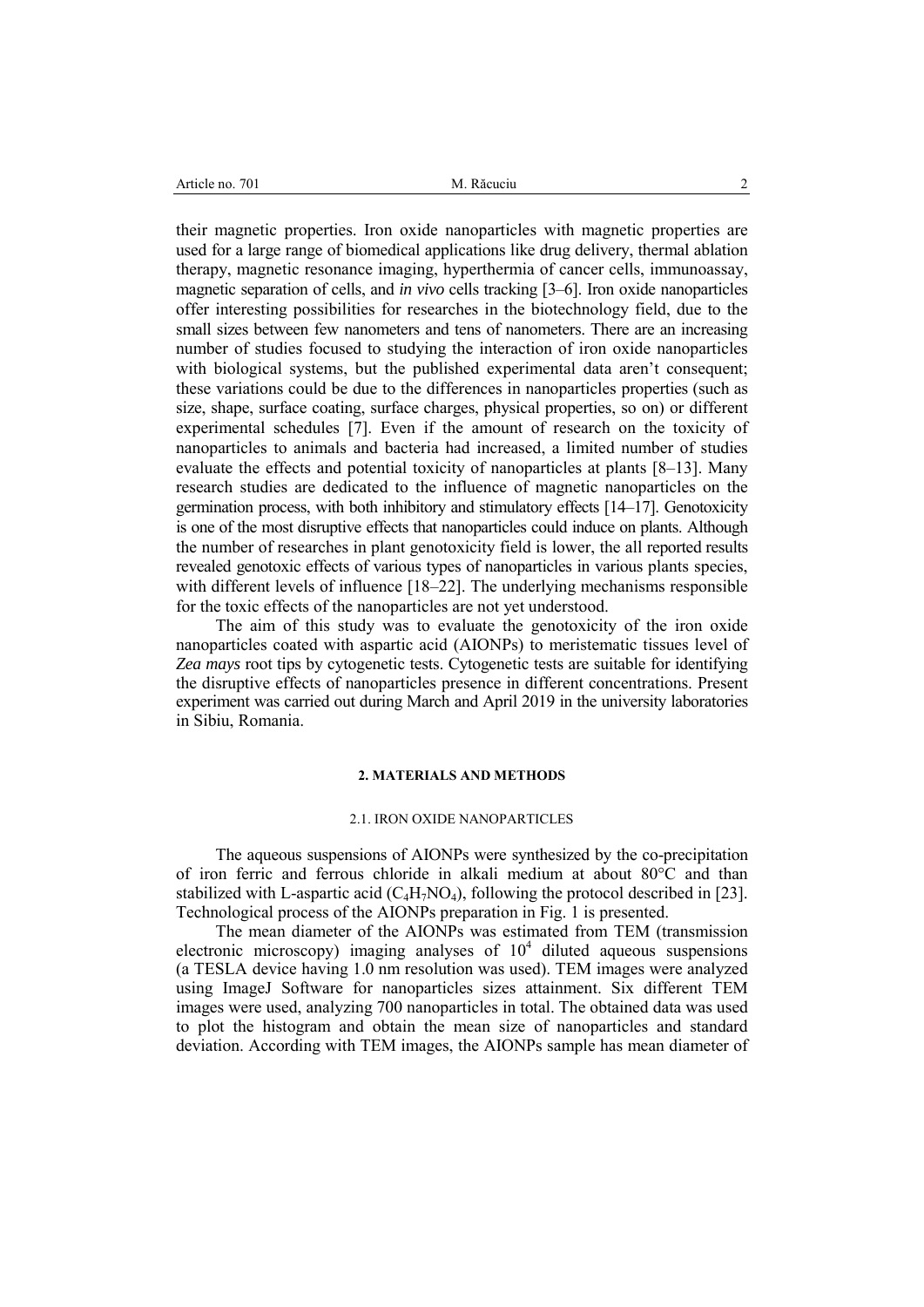their magnetic properties. Iron oxide nanoparticles with magnetic properties are used for a large range of biomedical applications like drug delivery, thermal ablation therapy, magnetic resonance imaging, hyperthermia of cancer cells, immunoassay, magnetic separation of cells, and *in vivo* cells tracking [3–6]. Iron oxide nanoparticles offer interesting possibilities for researches in the biotechnology field, due to the small sizes between few nanometers and tens of nanometers. There are an increasing number of studies focused to studying the interaction of iron oxide nanoparticles with biological systems, but the published experimental data aren't consequent; these variations could be due to the differences in nanoparticles properties (such as size, shape, surface coating, surface charges, physical properties, so on) or different experimental schedules [7]. Even if the amount of research on the toxicity of nanoparticles to animals and bacteria had increased, a limited number of studies evaluate the effects and potential toxicity of nanoparticles at plants [8–13]. Many research studies are dedicated to the influence of magnetic nanoparticles on the germination process, with both inhibitory and stimulatory effects [14–17]. Genotoxicity is one of the most disruptive effects that nanoparticles could induce on plants. Although the number of researches in plant genotoxicity field is lower, the all reported results revealed genotoxic effects of various types of nanoparticles in various plants species, with different levels of influence [18–22]. The underlying mechanisms responsible for the toxic effects of the nanoparticles are not yet understood.

The aim of this study was to evaluate the genotoxicity of the iron oxide nanoparticles coated with aspartic acid (AIONPs) to meristematic tissues level of *Zea mays* root tips by cytogenetic tests. Cytogenetic tests are suitable for identifying the disruptive effects of nanoparticles presence in different concentrations. Present experiment was carried out during March and April 2019 in the university laboratories in Sibiu, Romania.

## 2. MATERIALS AND METHODS

### 2.1. IRON OXIDE NANOPARTICLES

The aqueous suspensions of AIONPs were synthesized by the co-precipitation of iron ferric and ferrous chloride in alkali medium at about 80°C and than stabilized with L-aspartic acid ($C_4H_7NO_4$), following the protocol described in [23]. Technological process of the AIONPs preparation in Fig. 1 is presented.

The mean diameter of the AIONPs was estimated from TEM (transmission electronic microscopy) imaging analyses of $10^4$ diluted aqueous suspensions (a TESLA device having 1.0 nm resolution was used). TEM images were analyzed using ImageJ Software for nanoparticles sizes attainment. Six different TEM images were used, analyzing 700 nanoparticles in total. The obtained data was used to plot the histogram and obtain the mean size of nanoparticles and standard deviation. According with TEM images, the AIONPs sample has mean diameter of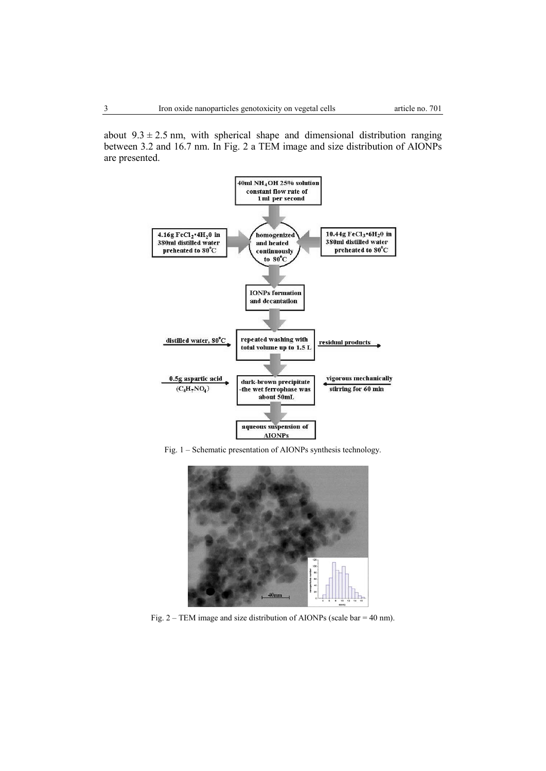about $9.3 \pm 2.5$ nm, with spherical shape and dimensional distribution ranging between 3.2 and 16.7 nm. In Fig. 2 a TEM image and size distribution of AIONPs are presented.

Fig. 1 – Schematic presentation of AIONPs synthesis technology.

Fig. 2 – TEM image and size distribution of AIONPs (scale bar = 40 nm).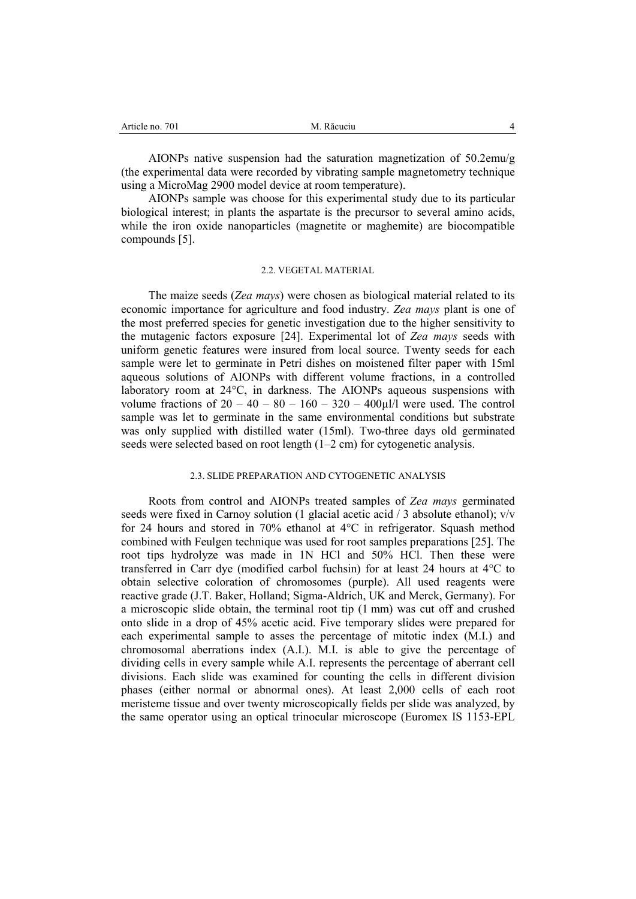AIONPs native suspension had the saturation magnetization of 50.2emu/g (the experimental data were recorded by vibrating sample magnetometry technique using a MicroMag 2900 model device at room temperature).

AIONPs sample was choose for this experimental study due to its particular biological interest; in plants the aspartate is the precursor to several amino acids, while the iron oxide nanoparticles (magnetite or maghemite) are biocompatible compounds [5].

### 2.2. VEGETAL MATERIAL

The maize seeds (*Zea mays*) were chosen as biological material related to its economic importance for agriculture and food industry. *Zea mays* plant is one of the most preferred species for genetic investigation due to the higher sensitivity to the mutagenic factors exposure [24]. Experimental lot of *Zea mays* seeds with uniform genetic features were insured from local source. Twenty seeds for each sample were let to germinate in Petri dishes on moistened filter paper with 15ml aqueous solutions of AIONPs with different volume fractions, in a controlled laboratory room at 24°C, in darkness. The AIONPs aqueous suspensions with volume fractions of 20 – 40 – 80 – 160 – 320 – 400μl/l were used. The control sample was let to germinate in the same environmental conditions but substrate was only supplied with distilled water (15ml). Two-three days old germinated seeds were selected based on root length (1–2 cm) for cytogenetic analysis.

### 2.3. SLIDE PREPARATION AND CYTOGENETIC ANALYSIS

Roots from control and AIONPs treated samples of *Zea mays* germinated seeds were fixed in Carnoy solution (1 glacial acetic acid / 3 absolute ethanol); v/v for 24 hours and stored in 70% ethanol at 4°C in refrigerator. Squash method combined with Feulgen technique was used for root samples preparations [25]. The root tips hydrolyze was made in 1N HCl and 50% HCl. Then these were transferred in Carr dye (modified carbol fuchsin) for at least 24 hours at 4°C to obtain selective coloration of chromosomes (purple). All used reagents were reactive grade (J.T. Baker, Holland; Sigma-Aldrich, UK and Merck, Germany). For a microscopic slide obtain, the terminal root tip (1 mm) was cut off and crushed onto slide in a drop of 45% acetic acid. Five temporary slides were prepared for each experimental sample to asses the percentage of mitotic index (M.I.) and chromosomal aberrations index (A.I.). M.I. is able to give the percentage of dividing cells in every sample while A.I. represents the percentage of aberrant cell divisions. Each slide was examined for counting the cells in different division phases (either normal or abnormal ones). At least 2,000 cells of each root meristeme tissue and over twenty microscopically fields per slide was analyzed, by the same operator using an optical trinocular microscope (Euromex IS 1153-EPL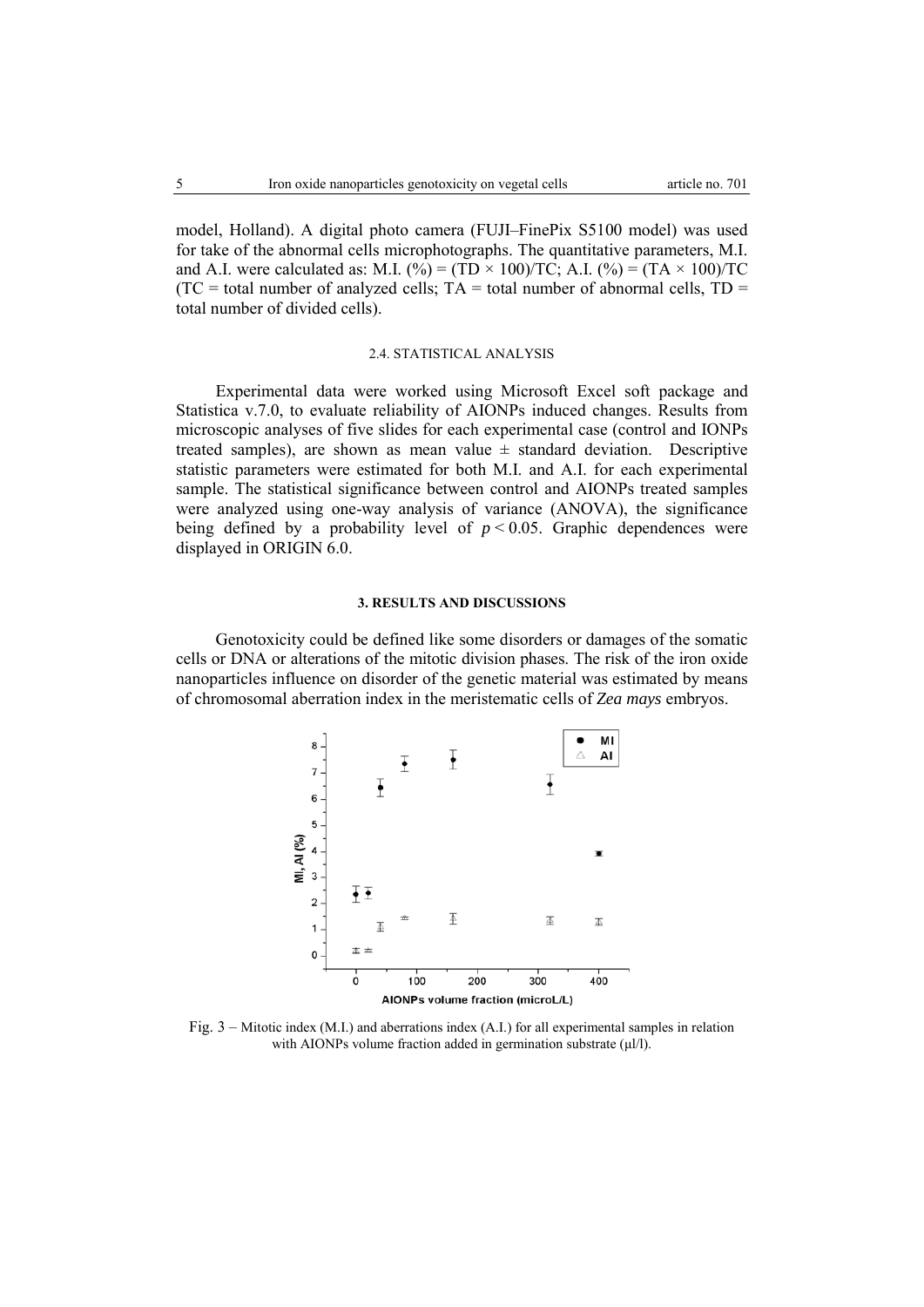model, Holland). A digital photo camera (FUJI–FinePix S5100 model) was used for take of the abnormal cells microphotographs. The quantitative parameters, M.I. and A.I. were calculated as: M.I. (%) = (TD × 100)/TC; A.I. (%) = (TA × 100)/TC (TC = total number of analyzed cells; TA = total number of abnormal cells, TD = total number of divided cells).

### 2.4. STATISTICAL ANALYSIS

Experimental data were worked using Microsoft Excel soft package and Statistica v.7.0, to evaluate reliability of AIONPs induced changes. Results from microscopic analyses of five slides for each experimental case (control and IONPs treated samples), are shown as mean value ± standard deviation. Descriptive statistic parameters were estimated for both M.I. and A.I. for each experimental sample. The statistical significance between control and AIONPs treated samples were analyzed using one-way analysis of variance (ANOVA), the significance being defined by a probability level of $p < 0.05$. Graphic dependences were displayed in ORIGIN 6.0.

## 3. RESULTS AND DISCUSSIONS

Genotoxicity could be defined like some disorders or damages of the somatic cells or DNA or alterations of the mitotic division phases. The risk of the iron oxide nanoparticles influence on disorder of the genetic material was estimated by means of chromosomal aberration index in the meristematic cells of *Zea mays* embryos.

Fig. 3 – Mitotic index (M.I.) and aberrations index (A.I.) for all experimental samples in relation with AIONPs volume fraction added in germination substrate (μl/l).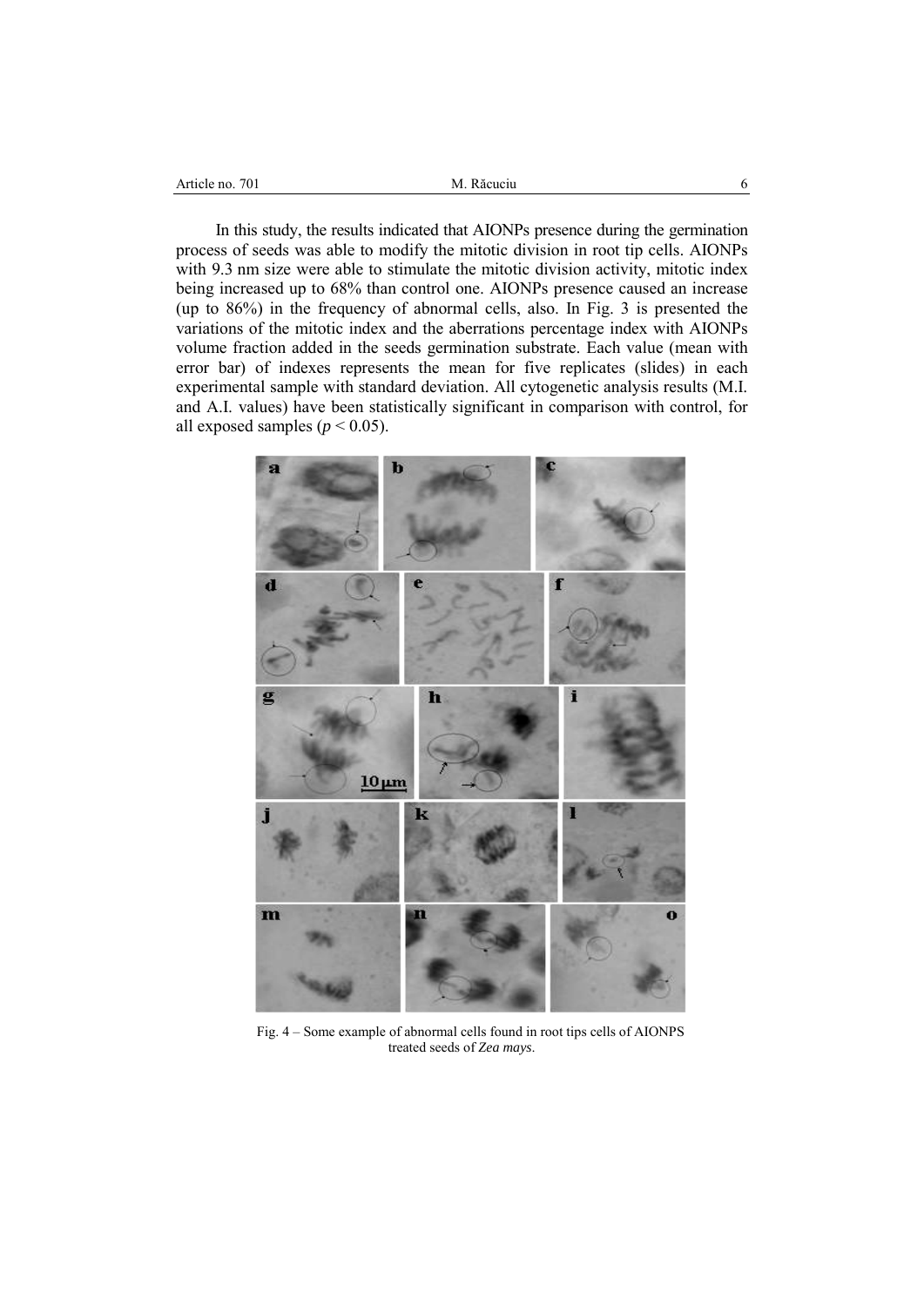In this study, the results indicated that AIONPs presence during the germination process of seeds was able to modify the mitotic division in root tip cells. AIONPs with 9.3 nm size were able to stimulate the mitotic division activity, mitotic index being increased up to 68% than control one. AIONPs presence caused an increase (up to 86%) in the frequency of abnormal cells, also. In Fig. 3 is presented the variations of the mitotic index and the aberrations percentage index with AIONPs volume fraction added in the seeds germination substrate. Each value (mean with error bar) of indexes represents the mean for five replicates (slides) in each experimental sample with standard deviation. All cytogenetic analysis results (M.I. and A.I. values) have been statistically significant in comparison with control, for all exposed samples ($p < 0.05$).

Fig. 4 – Some example of abnormal cells found in root tips cells of AIONPS treated seeds of *Zea mays*.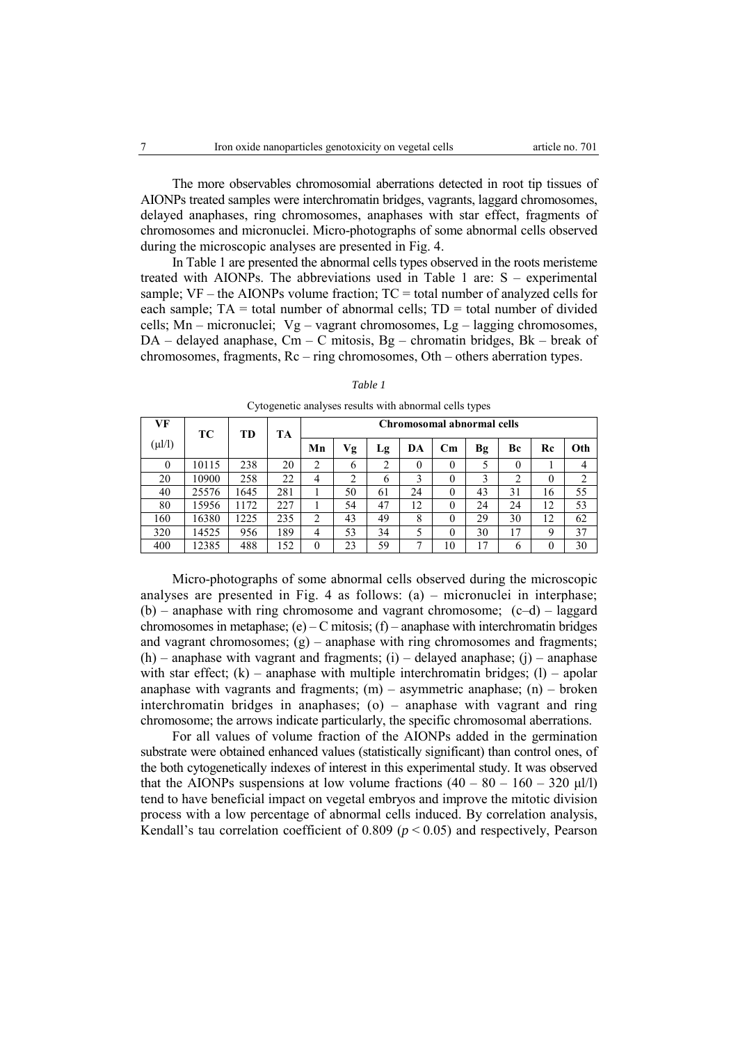The more observables chromosomial aberrations detected in root tip tissues of AIONPs treated samples were interchromatin bridges, vagrants, laggard chromosomes, delayed anaphases, ring chromosomes, anaphases with star effect, fragments of chromosomes and micronuclei. Micro-photographs of some abnormal cells observed during the microscopic analyses are presented in Fig. 4.

In Table 1 are presented the abnormal cells types observed in the roots meristeme treated with AIONPs. The abbreviations used in Table 1 are: S – experimental sample; VF – the AIONPs volume fraction; TC = total number of analyzed cells for each sample; TA = total number of abnormal cells; TD = total number of divided cells; Mn – micronuclei; Vg – vagrant chromosomes, Lg – lagging chromosomes, DA – delayed anaphase, Cm – C mitosis, Bg – chromatin bridges, Bk – break of chromosomes, fragments, Rc – ring chromosomes, Oth – others aberration types.

*Table 1*

Cytogenetic analyses results with abnormal cells types

| VF (μl/l) | TC | TD | TA | Chromosomal abnormal cells | | | | | | | | |
|---|---|---|---|---|---|---|---|---|---|---|---|---|
| | | | | **Mn** | **Vg** | **Lg** | **DA** | **Cm** | **Bg** | **Bc** | **Rc** | **Oth** |
| 0 | 10115 | 238 | 20 | 2 | 6 | 2 | 0 | 0 | 5 | 0 | 1 | 4 |
| 20 | 10900 | 258 | 22 | 4 | 2 | 6 | 3 | 0 | 3 | 2 | 0 | 2 |
| 40 | 25576 | 1645 | 281 | 1 | 50 | 61 | 24 | 0 | 43 | 31 | 16 | 55 |
| 80 | 15956 | 1172 | 227 | 1 | 54 | 47 | 12 | 0 | 24 | 24 | 12 | 53 |
| 160 | 16380 | 1225 | 235 | 2 | 43 | 49 | 8 | 0 | 29 | 30 | 12 | 62 |
| 320 | 14525 | 956 | 189 | 4 | 53 | 34 | 5 | 0 | 30 | 17 | 9 | 37 |
| 400 | 12385 | 488 | 152 | 0 | 23 | 59 | 7 | 10 | 17 | 6 | 0 | 30 |

Micro-photographs of some abnormal cells observed during the microscopic analyses are presented in Fig. 4 as follows: (a) – micronuclei in interphase; (b) – anaphase with ring chromosome and vagrant chromosome; (c–d) – laggard chromosomes in metaphase; (e) – C mitosis; (f) – anaphase with interchromatin bridges and vagrant chromosomes; (g) – anaphase with ring chromosomes and fragments; (h) – anaphase with vagrant and fragments; (i) – delayed anaphase; (j) – anaphase with star effect; (k) – anaphase with multiple interchromatin bridges; (l) – apolar anaphase with vagrants and fragments; (m) – asymmetric anaphase; (n) – broken interchromatin bridges in anaphases; (o) – anaphase with vagrant and ring chromosome; the arrows indicate particularly, the specific chromosomal aberrations.

For all values of volume fraction of the AIONPs added in the germination substrate were obtained enhanced values (statistically significant) than control ones, of the both cytogenetically indexes of interest in this experimental study. It was observed that the AIONPs suspensions at low volume fractions (40 – 80 – 160 – 320 μl/l) tend to have beneficial impact on vegetal embryos and improve the mitotic division process with a low percentage of abnormal cells induced. By correlation analysis, Kendall's tau correlation coefficient of 0.809 ($p < 0.05$) and respectively, Pearson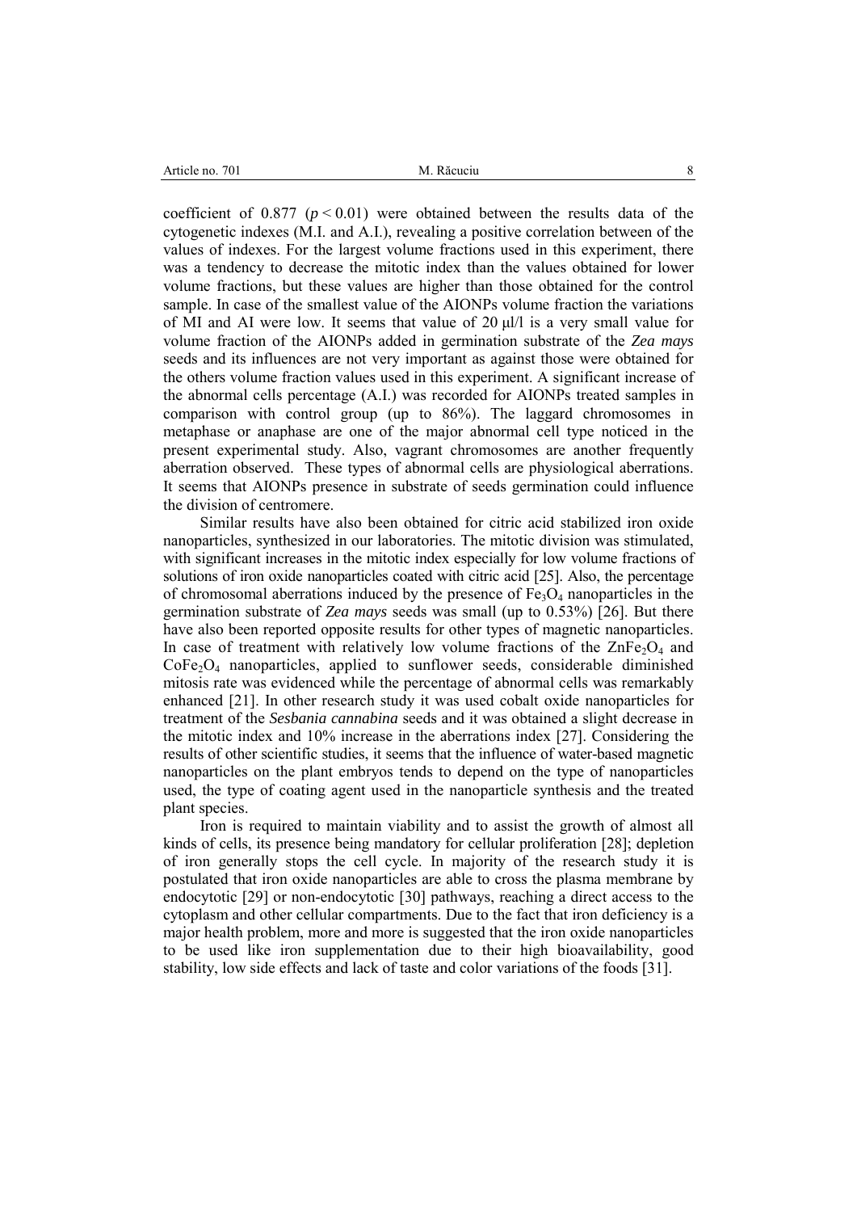coefficient of 0.877 ($p < 0.01$) were obtained between the results data of the cytogenetic indexes (M.I. and A.I.), revealing a positive correlation between of the values of indexes. For the largest volume fractions used in this experiment, there was a tendency to decrease the mitotic index than the values obtained for lower volume fractions, but these values are higher than those obtained for the control sample. In case of the smallest value of the AIONPs volume fraction the variations of MI and AI were low. It seems that value of 20 μl/l is a very small value for volume fraction of the AIONPs added in germination substrate of the *Zea mays* seeds and its influences are not very important as against those were obtained for the others volume fraction values used in this experiment. A significant increase of the abnormal cells percentage (A.I.) was recorded for AIONPs treated samples in comparison with control group (up to 86%). The laggard chromosomes in metaphase or anaphase are one of the major abnormal cell type noticed in the present experimental study. Also, vagrant chromosomes are another frequently aberration observed. These types of abnormal cells are physiological aberrations. It seems that AIONPs presence in substrate of seeds germination could influence the division of centromere.

Similar results have also been obtained for citric acid stabilized iron oxide nanoparticles, synthesized in our laboratories. The mitotic division was stimulated, with significant increases in the mitotic index especially for low volume fractions of solutions of iron oxide nanoparticles coated with citric acid [25]. Also, the percentage of chromosomal aberrations induced by the presence of $Fe_3O_4$ nanoparticles in the germination substrate of *Zea mays* seeds was small (up to 0.53%) [26]. But there have also been reported opposite results for other types of magnetic nanoparticles. In case of treatment with relatively low volume fractions of the $ZnFe_2O_4$ and $CoFe_2O_4$ nanoparticles, applied to sunflower seeds, considerable diminished mitosis rate was evidenced while the percentage of abnormal cells was remarkably enhanced [21]. In other research study it was used cobalt oxide nanoparticles for treatment of the *Sesbania cannabina* seeds and it was obtained a slight decrease in the mitotic index and 10% increase in the aberrations index [27]. Considering the results of other scientific studies, it seems that the influence of water-based magnetic nanoparticles on the plant embryos tends to depend on the type of nanoparticles used, the type of coating agent used in the nanoparticle synthesis and the treated plant species.

Iron is required to maintain viability and to assist the growth of almost all kinds of cells, its presence being mandatory for cellular proliferation [28]; depletion of iron generally stops the cell cycle. In majority of the research study it is postulated that iron oxide nanoparticles are able to cross the plasma membrane by endocytotic [29] or non-endocytotic [30] pathways, reaching a direct access to the cytoplasm and other cellular compartments. Due to the fact that iron deficiency is a major health problem, more and more is suggested that the iron oxide nanoparticles to be used like iron supplementation due to their high bioavailability, good stability, low side effects and lack of taste and color variations of the foods [31].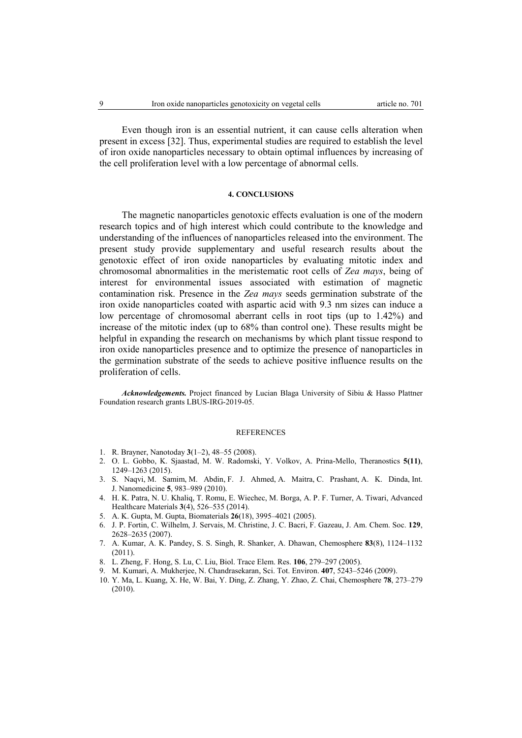Even though iron is an essential nutrient, it can cause cells alteration when present in excess [32]. Thus, experimental studies are required to establish the level of iron oxide nanoparticles necessary to obtain optimal influences by increasing of the cell proliferation level with a low percentage of abnormal cells.

## 4. CONCLUSIONS

The magnetic nanoparticles genotoxic effects evaluation is one of the modern research topics and of high interest which could contribute to the knowledge and understanding of the influences of nanoparticles released into the environment. The present study provide supplementary and useful research results about the genotoxic effect of iron oxide nanoparticles by evaluating mitotic index and chromosomal abnormalities in the meristematic root cells of *Zea mays*, being of interest for environmental issues associated with estimation of magnetic contamination risk. Presence in the *Zea mays* seeds germination substrate of the iron oxide nanoparticles coated with aspartic acid with 9.3 nm sizes can induce a low percentage of chromosomal aberrant cells in root tips (up to 1.42%) and increase of the mitotic index (up to 68% than control one). These results might be helpful in expanding the research on mechanisms by which plant tissue respond to iron oxide nanoparticles presence and to optimize the presence of nanoparticles in the germination substrate of the seeds to achieve positive influence results on the proliferation of cells.

***Acknowledgements.*** Project financed by Lucian Blaga University of Sibiu & Hasso Plattner Foundation research grants LBUS-IRG-2019-05.

### REFERENCES

1. R. Brayner, Nanotoday **3**(1–2), 48–55 (2008).
2. O. L. Gobbo, K. Sjaastad, M. W. Radomski, Y. Volkov, A. Prina-Mello, Theranostics **5(11)**, 1249–1263 (2015).
3. S. Naqvi, M. Samim, M. Abdin, F. J. Ahmed, A. Maitra, C. Prashant, A. K. Dinda, Int. J. Nanomedicine **5**, 983–989 (2010).
4. H. K. Patra, N. U. Khaliq, T. Romu, E. Wiechec, M. Borga, A. P. F. Turner, A. Tiwari, Advanced Healthcare Materials **3**(4), 526–535 (2014).
5. A. K. Gupta, M. Gupta, Biomaterials **26**(18), 3995–4021 (2005).
6. J. P. Fortin, C. Wilhelm, J. Servais, M. Christine, J. C. Bacri, F. Gazeau, J. Am. Chem. Soc. **129**, 2628–2635 (2007).
7. A. Kumar, A. K. Pandey, S. S. Singh, R. Shanker, A. Dhawan, Chemosphere **83**(8), 1124–1132 (2011).
8. L. Zheng, F. Hong, S. Lu, C. Liu, Biol. Trace Elem. Res. **106**, 279–297 (2005).
9. M. Kumari, A. Mukherjee, N. Chandrasekaran, Sci. Tot. Environ. **407**, 5243–5246 (2009).
10. Y. Ma, L. Kuang, X. He, W. Bai, Y. Ding, Z. Zhang, Y. Zhao, Z. Chai, Chemosphere **78**, 273–279 (2010).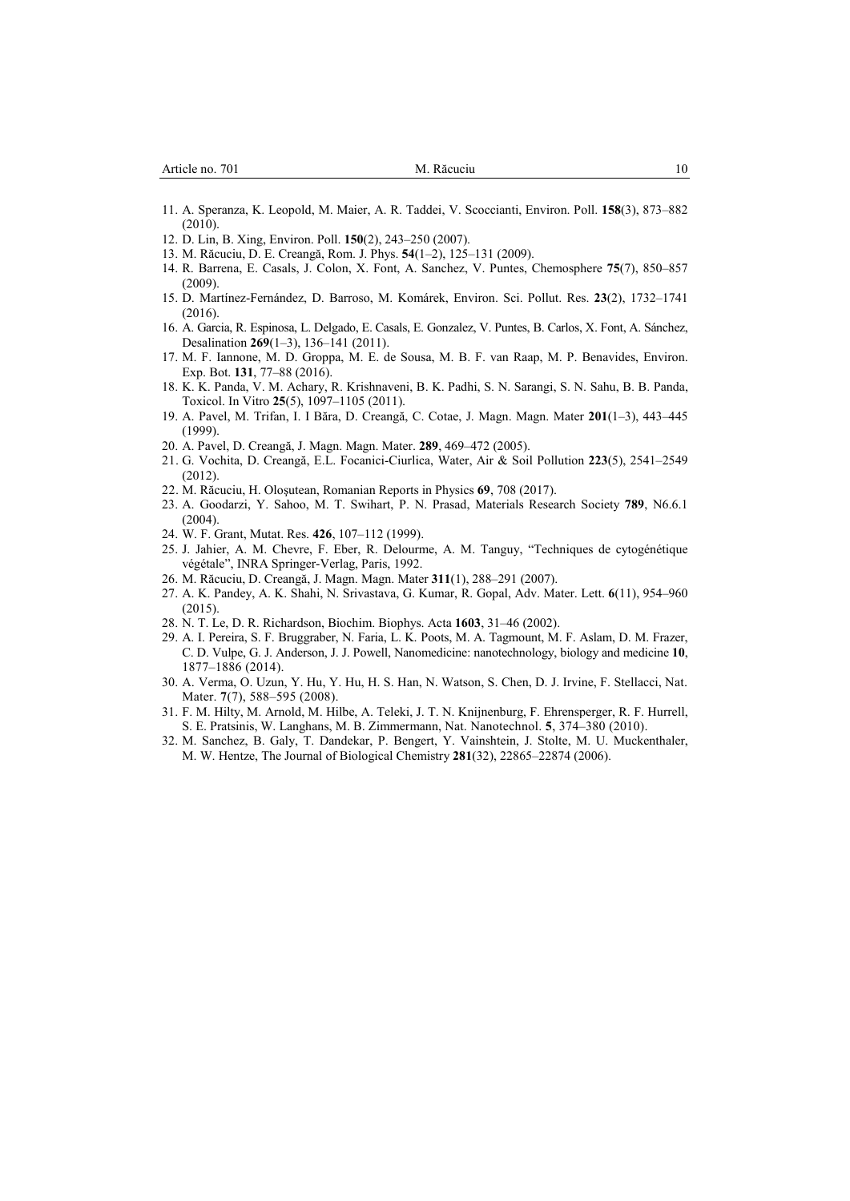11. A. Speranza, K. Leopold, M. Maier, A. R. Taddei, V. Scoccianti, Environ. Poll. **158**(3), 873–882 (2010).
12. D. Lin, B. Xing, Environ. Poll. **150**(2), 243–250 (2007).
13. M. Răcuciu, D. E. Creangă, Rom. J. Phys. **54**(1–2), 125–131 (2009).
14. R. Barrena, E. Casals, J. Colon, X. Font, A. Sanchez, V. Puntes, Chemosphere **75**(7), 850–857 (2009).
15. D. Martínez-Fernández, D. Barroso, M. Komárek, Environ. Sci. Pollut. Res. **23**(2), 1732–1741 (2016).
16. A. Garcia, R. Espinosa, L. Delgado, E. Casals, E. Gonzalez, V. Puntes, B. Carlos, X. Font, A. Sánchez, Desalination **269**(1–3), 136–141 (2011).
17. M. F. Iannone, M. D. Groppa, M. E. de Sousa, M. B. F. van Raap, M. P. Benavides, Environ. Exp. Bot. **131**, 77–88 (2016).
18. K. K. Panda, V. M. Achary, R. Krishnaveni, B. K. Padhi, S. N. Sarangi, S. N. Sahu, B. B. Panda, Toxicol. In Vitro **25**(5), 1097–1105 (2011).
19. A. Pavel, M. Trifan, I. I Băra, D. Creangă, C. Cotae, J. Magn. Magn. Mater **201**(1–3), 443–445 (1999).
20. A. Pavel, D. Creangă, J. Magn. Magn. Mater. **289**, 469–472 (2005).
21. G. Vochita, D. Creangă, E.L. Focanici-Ciurlica, Water, Air & Soil Pollution **223**(5), 2541–2549 (2012).
22. M. Răcuciu, H. Oloşutean, Romanian Reports in Physics **69**, 708 (2017).
23. A. Goodarzi, Y. Sahoo, M. T. Swihart, P. N. Prasad, Materials Research Society **789**, N6.6.1 (2004).
24. W. F. Grant, Mutat. Res. **426**, 107–112 (1999).
25. J. Jahier, A. M. Chevre, F. Eber, R. Delourme, A. M. Tanguy, "Techniques de cytogénétique végétale", INRA Springer-Verlag, Paris, 1992.
26. M. Răcuciu, D. Creangă, J. Magn. Magn. Mater **311**(1), 288–291 (2007).
27. A. K. Pandey, A. K. Shahi, N. Srivastava, G. Kumar, R. Gopal, Adv. Mater. Lett. **6**(11), 954–960 (2015).
28. N. T. Le, D. R. Richardson, Biochim. Biophys. Acta **1603**, 31–46 (2002).
29. A. I. Pereira, S. F. Bruggraber, N. Faria, L. K. Poots, M. A. Tagmount, M. F. Aslam, D. M. Frazer, C. D. Vulpe, G. J. Anderson, J. J. Powell, Nanomedicine: nanotechnology, biology and medicine **10**, 1877–1886 (2014).
30. A. Verma, O. Uzun, Y. Hu, Y. Hu, H. S. Han, N. Watson, S. Chen, D. J. Irvine, F. Stellacci, Nat. Mater. **7**(7), 588–595 (2008).
31. F. M. Hilty, M. Arnold, M. Hilbe, A. Teleki, J. T. N. Knijnenburg, F. Ehrensperger, R. F. Hurrell, S. E. Pratsinis, W. Langhans, M. B. Zimmermann, Nat. Nanotechnol. **5**, 374–380 (2010).
32. M. Sanchez, B. Galy, T. Dandekar, P. Bengert, Y. Vainshtein, J. Stolte, M. U. Muckenthaler, M. W. Hentze, The Journal of Biological Chemistry **281**(32), 22865–22874 (2006).